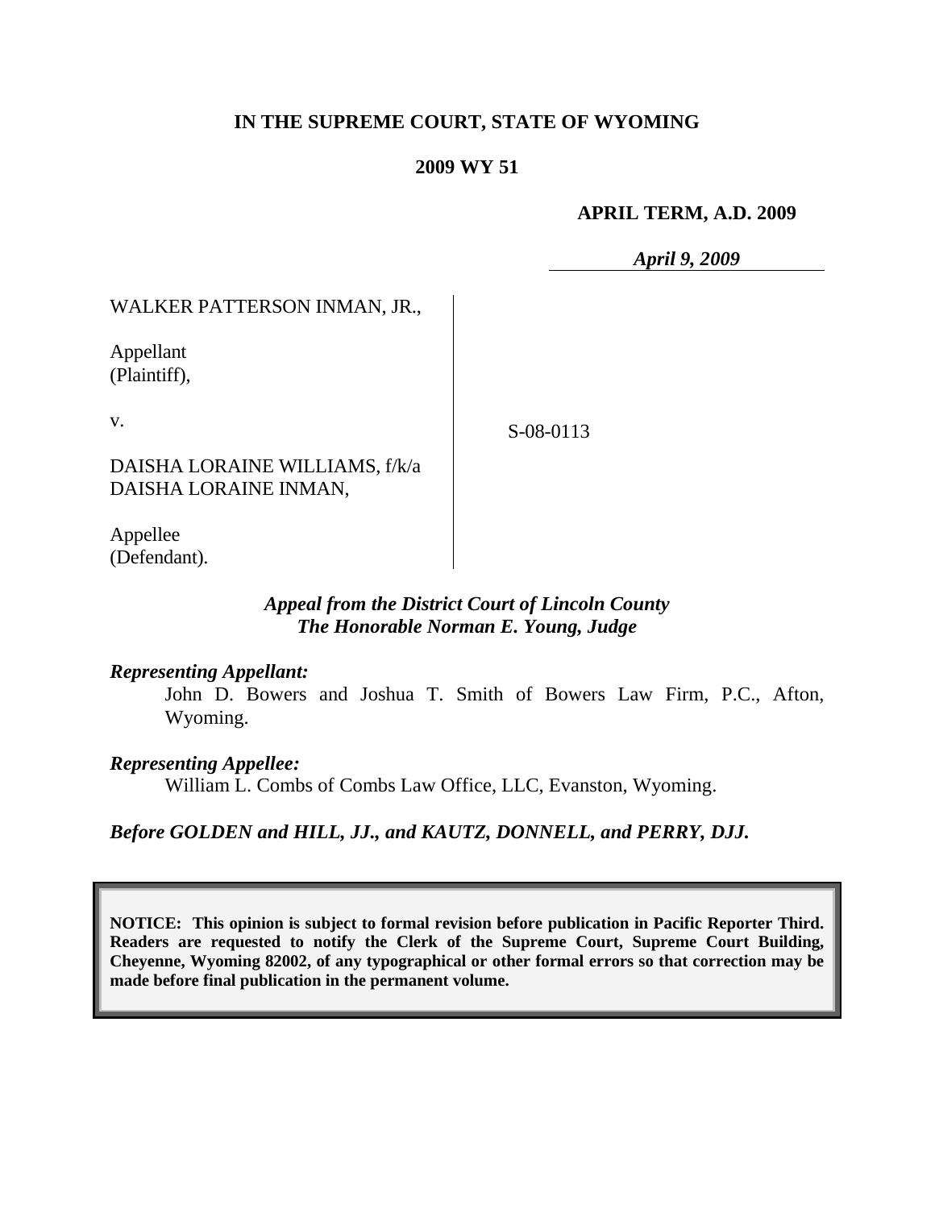**IN THE SUPREME COURT, STATE OF WYOMING**

**2009 WY 51**

**APRIL TERM, A.D. 2009**

*April 9, 2009*

WALKER PATTERSON INMAN, JR.,

Appellant
(Plaintiff),

v.

DAISHA LORAINE WILLIAMS, f/k/a
DAISHA LORAINE INMAN,

Appellee
(Defendant).

S-08-0113

***Appeal from the District Court of Lincoln County***
***The Honorable Norman E. Young, Judge***

***Representing Appellant:***

John D. Bowers and Joshua T. Smith of Bowers Law Firm, P.C., Afton, Wyoming.

***Representing Appellee:***

William L. Combs of Combs Law Office, LLC, Evanston, Wyoming.

***Before GOLDEN and HILL, JJ., and KAUTZ, DONNELL, and PERRY, DJJ.***

**NOTICE: This opinion is subject to formal revision before publication in Pacific Reporter Third. Readers are requested to notify the Clerk of the Supreme Court, Supreme Court Building, Cheyenne, Wyoming 82002, of any typographical or other formal errors so that correction may be made before final publication in the permanent volume.**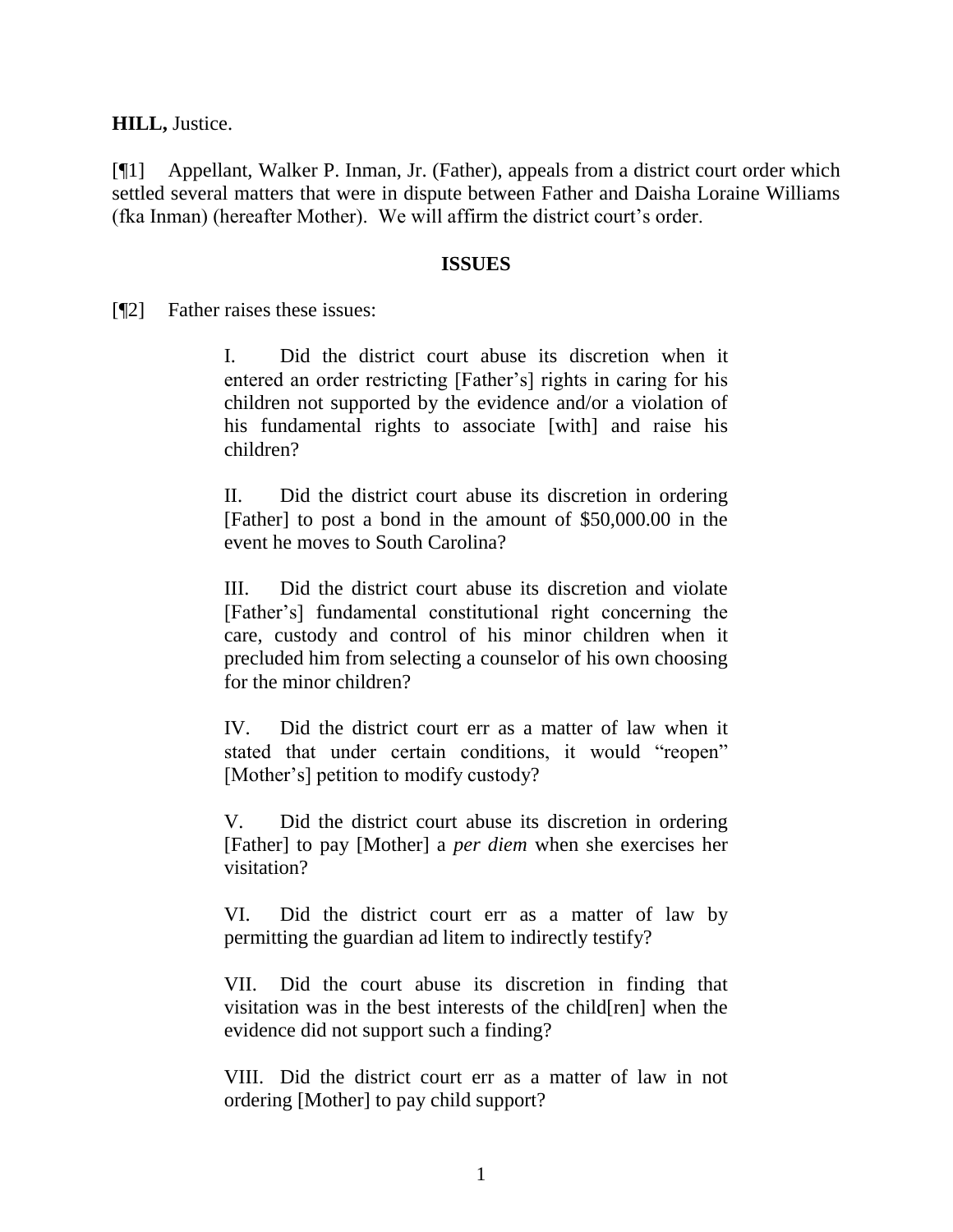**HILL,** Justice.

[¶1] Appellant, Walker P. Inman, Jr. (Father), appeals from a district court order which settled several matters that were in dispute between Father and Daisha Loraine Williams (fka Inman) (hereafter Mother). We will affirm the district court's order.

## ISSUES

[¶2] Father raises these issues:

> I. Did the district court abuse its discretion when it entered an order restricting [Father's] rights in caring for his children not supported by the evidence and/or a violation of his fundamental rights to associate [with] and raise his children?
>
> II. Did the district court abuse its discretion in ordering [Father] to post a bond in the amount of $50,000.00 in the event he moves to South Carolina?
>
> III. Did the district court abuse its discretion and violate [Father's] fundamental constitutional right concerning the care, custody and control of his minor children when it precluded him from selecting a counselor of his own choosing for the minor children?
>
> IV. Did the district court err as a matter of law when it stated that under certain conditions, it would "reopen" [Mother's] petition to modify custody?
>
> V. Did the district court abuse its discretion in ordering [Father] to pay [Mother] a *per diem* when she exercises her visitation?
>
> VI. Did the district court err as a matter of law by permitting the guardian ad litem to indirectly testify?
>
> VII. Did the court abuse its discretion in finding that visitation was in the best interests of the child[ren] when the evidence did not support such a finding?
>
> VIII. Did the district court err as a matter of law in not ordering [Mother] to pay child support?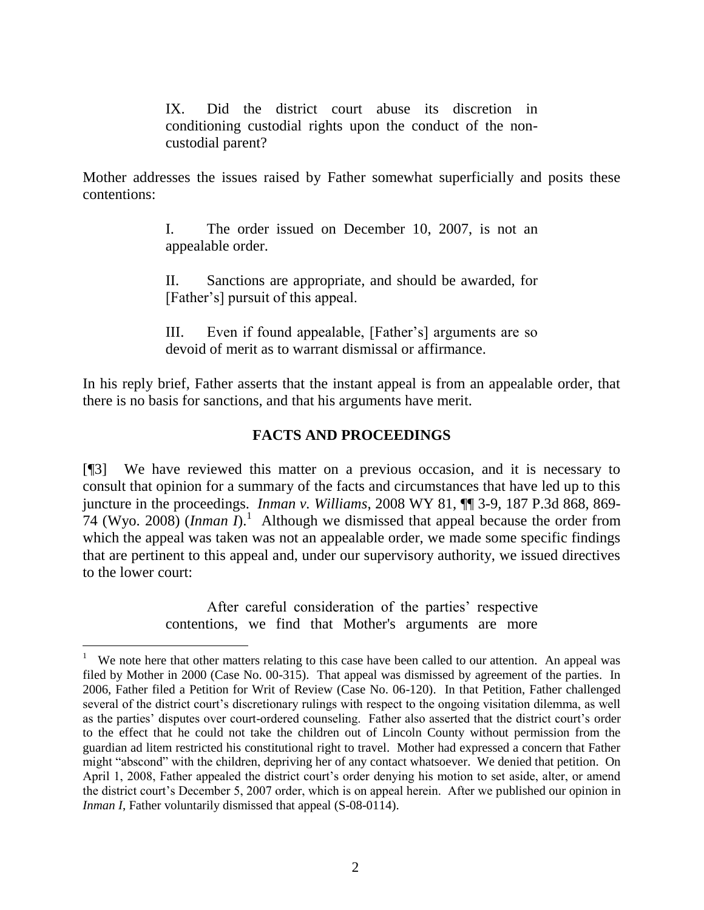> IX. Did the district court abuse its discretion in conditioning custodial rights upon the conduct of the non-custodial parent?

Mother addresses the issues raised by Father somewhat superficially and posits these contentions:

> I. The order issued on December 10, 2007, is not an appealable order.
>
> II. Sanctions are appropriate, and should be awarded, for [Father's] pursuit of this appeal.
>
> III. Even if found appealable, [Father's] arguments are so devoid of merit as to warrant dismissal or affirmance.

In his reply brief, Father asserts that the instant appeal is from an appealable order, that there is no basis for sanctions, and that his arguments have merit.

## FACTS AND PROCEEDINGS

[¶3] We have reviewed this matter on a previous occasion, and it is necessary to consult that opinion for a summary of the facts and circumstances that have led up to this juncture in the proceedings. *Inman v. Williams*, 2008 WY 81, ¶¶ 3-9, 187 P.3d 868, 869-74 (Wyo. 2008) (*Inman I*).[1] Although we dismissed that appeal because the order from which the appeal was taken was not an appealable order, we made some specific findings that are pertinent to this appeal and, under our supervisory authority, we issued directives to the lower court:

> After careful consideration of the parties' respective contentions, we find that Mother's arguments are more

[1] We note here that other matters relating to this case have been called to our attention. An appeal was filed by Mother in 2000 (Case No. 00-315). That appeal was dismissed by agreement of the parties. In 2006, Father filed a Petition for Writ of Review (Case No. 06-120). In that Petition, Father challenged several of the district court's discretionary rulings with respect to the ongoing visitation dilemma, as well as the parties' disputes over court-ordered counseling. Father also asserted that the district court's order to the effect that he could not take the children out of Lincoln County without permission from the guardian ad litem restricted his constitutional right to travel. Mother had expressed a concern that Father might "abscond" with the children, depriving her of any contact whatsoever. We denied that petition. On April 1, 2008, Father appealed the district court's order denying his motion to set aside, alter, or amend the district court's December 5, 2007 order, which is on appeal herein. After we published our opinion in *Inman I*, Father voluntarily dismissed that appeal (S-08-0114).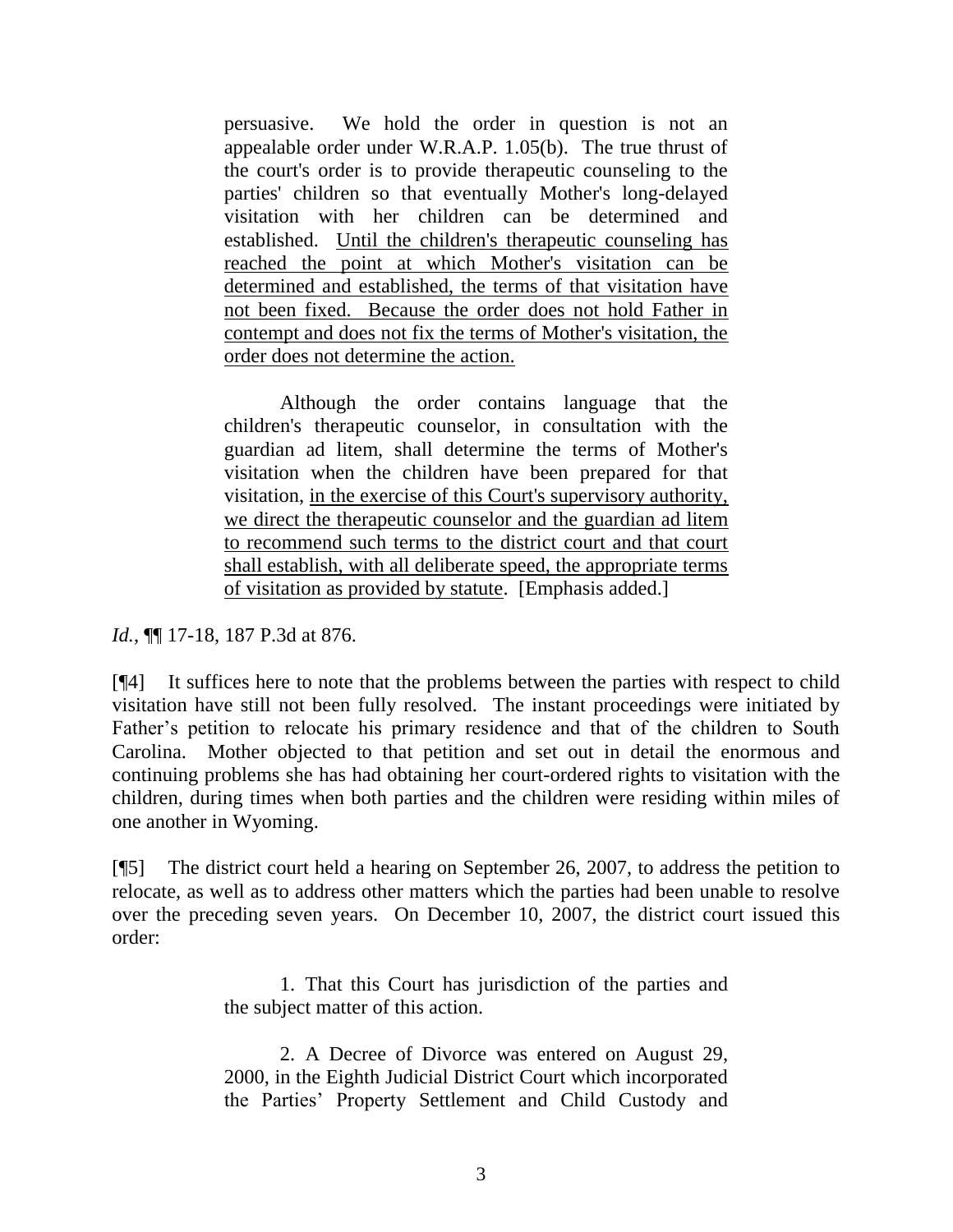> persuasive. We hold the order in question is not an appealable order under W.R.A.P. 1.05(b). The true thrust of the court's order is to provide therapeutic counseling to the parties' children so that eventually Mother's long-delayed visitation with her children can be determined and established. <u>Until the children's therapeutic counseling has reached the point at which Mother's visitation can be determined and established, the terms of that visitation have not been fixed. Because the order does not hold Father in contempt and does not fix the terms of Mother's visitation, the order does not determine the action.</u>
>
> Although the order contains language that the children's therapeutic counselor, in consultation with the guardian ad litem, shall determine the terms of Mother's visitation when the children have been prepared for that visitation, <u>in the exercise of this Court's supervisory authority, we direct the therapeutic counselor and the guardian ad litem to recommend such terms to the district court and that court shall establish, with all deliberate speed, the appropriate terms of visitation as provided by statute</u>. [Emphasis added.]

*Id.*, ¶¶ 17-18, 187 P.3d at 876.

[¶4] It suffices here to note that the problems between the parties with respect to child visitation have still not been fully resolved. The instant proceedings were initiated by Father's petition to relocate his primary residence and that of the children to South Carolina. Mother objected to that petition and set out in detail the enormous and continuing problems she has had obtaining her court-ordered rights to visitation with the children, during times when both parties and the children were residing within miles of one another in Wyoming.

[¶5] The district court held a hearing on September 26, 2007, to address the petition to relocate, as well as to address other matters which the parties had been unable to resolve over the preceding seven years. On December 10, 2007, the district court issued this order:

> 1. That this Court has jurisdiction of the parties and the subject matter of this action.
>
> 2. A Decree of Divorce was entered on August 29, 2000, in the Eighth Judicial District Court which incorporated the Parties' Property Settlement and Child Custody and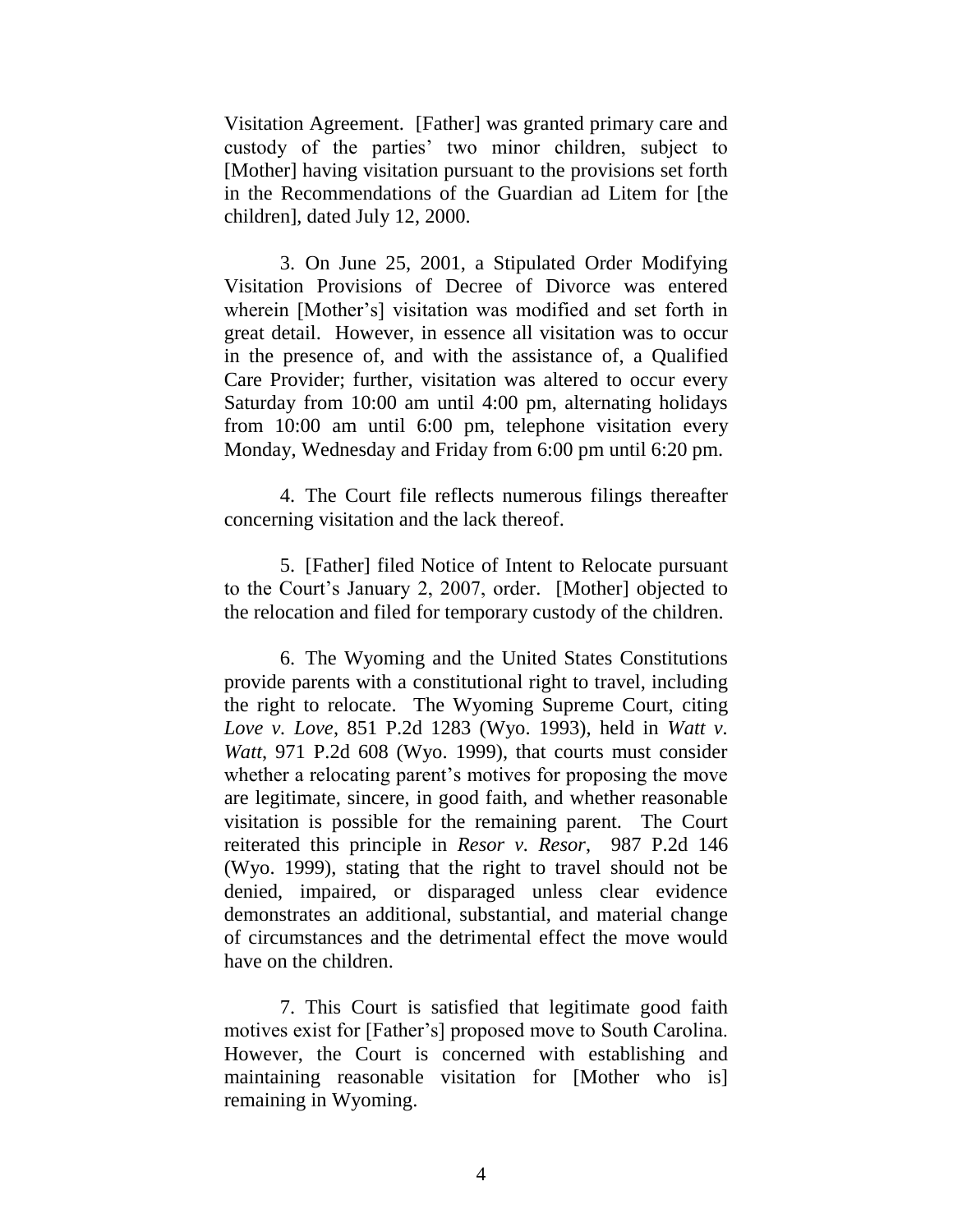Visitation Agreement. [Father] was granted primary care and custody of the parties' two minor children, subject to [Mother] having visitation pursuant to the provisions set forth in the Recommendations of the Guardian ad Litem for [the children], dated July 12, 2000.

3. On June 25, 2001, a Stipulated Order Modifying Visitation Provisions of Decree of Divorce was entered wherein [Mother's] visitation was modified and set forth in great detail. However, in essence all visitation was to occur in the presence of, and with the assistance of, a Qualified Care Provider; further, visitation was altered to occur every Saturday from 10:00 am until 4:00 pm, alternating holidays from 10:00 am until 6:00 pm, telephone visitation every Monday, Wednesday and Friday from 6:00 pm until 6:20 pm.

4. The Court file reflects numerous filings thereafter concerning visitation and the lack thereof.

5. [Father] filed Notice of Intent to Relocate pursuant to the Court's January 2, 2007, order. [Mother] objected to the relocation and filed for temporary custody of the children.

6. The Wyoming and the United States Constitutions provide parents with a constitutional right to travel, including the right to relocate. The Wyoming Supreme Court, citing *Love v. Love*, 851 P.2d 1283 (Wyo. 1993), held in *Watt v. Watt*, 971 P.2d 608 (Wyo. 1999), that courts must consider whether a relocating parent's motives for proposing the move are legitimate, sincere, in good faith, and whether reasonable visitation is possible for the remaining parent. The Court reiterated this principle in *Resor v. Resor*, 987 P.2d 146 (Wyo. 1999), stating that the right to travel should not be denied, impaired, or disparaged unless clear evidence demonstrates an additional, substantial, and material change of circumstances and the detrimental effect the move would have on the children.

7. This Court is satisfied that legitimate good faith motives exist for [Father's] proposed move to South Carolina. However, the Court is concerned with establishing and maintaining reasonable visitation for [Mother who is] remaining in Wyoming.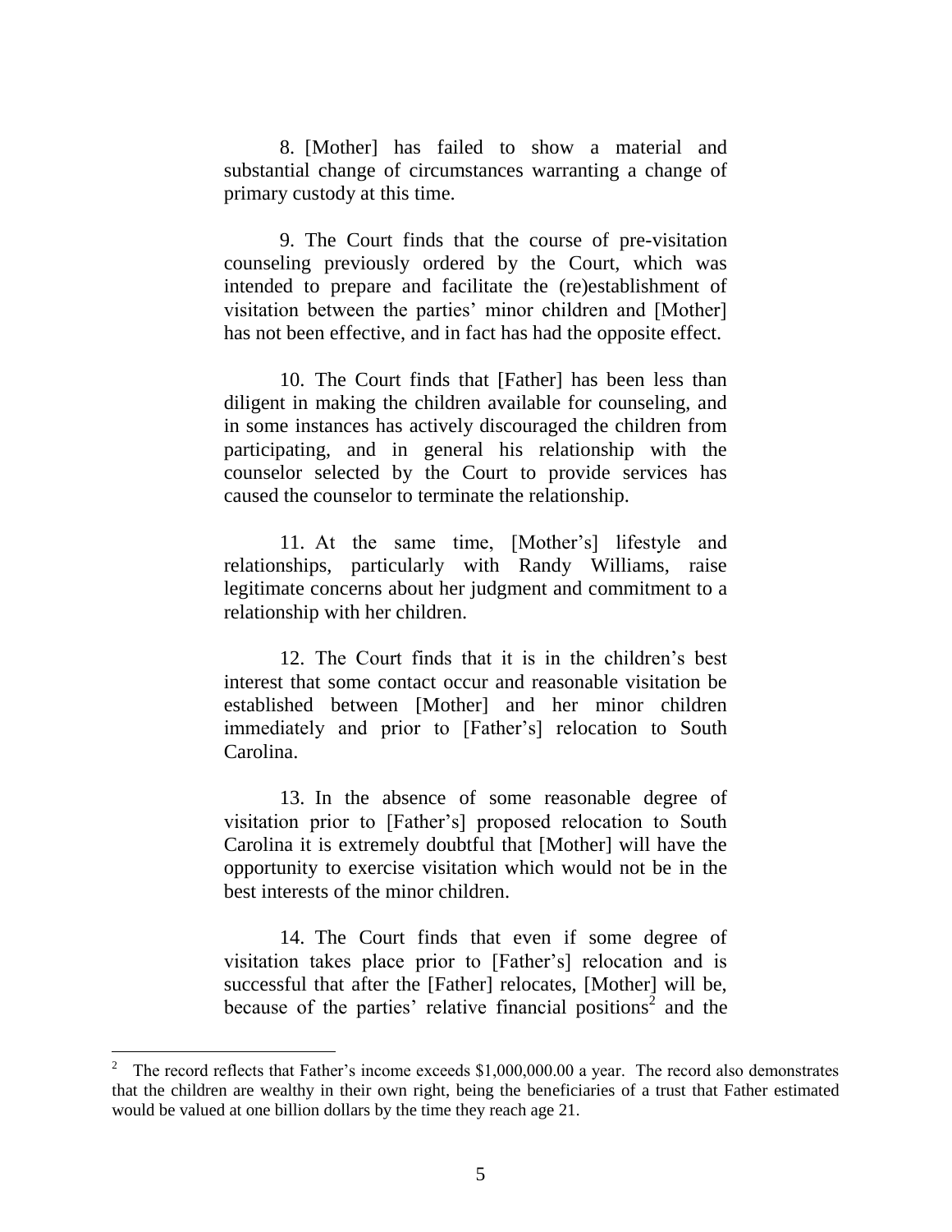8. [Mother] has failed to show a material and substantial change of circumstances warranting a change of primary custody at this time.

9. The Court finds that the course of pre-visitation counseling previously ordered by the Court, which was intended to prepare and facilitate the (re)establishment of visitation between the parties' minor children and [Mother] has not been effective, and in fact has had the opposite effect.

10. The Court finds that [Father] has been less than diligent in making the children available for counseling, and in some instances has actively discouraged the children from participating, and in general his relationship with the counselor selected by the Court to provide services has caused the counselor to terminate the relationship.

11. At the same time, [Mother's] lifestyle and relationships, particularly with Randy Williams, raise legitimate concerns about her judgment and commitment to a relationship with her children.

12. The Court finds that it is in the children's best interest that some contact occur and reasonable visitation be established between [Mother] and her minor children immediately and prior to [Father's] relocation to South Carolina.

13. In the absence of some reasonable degree of visitation prior to [Father's] proposed relocation to South Carolina it is extremely doubtful that [Mother] will have the opportunity to exercise visitation which would not be in the best interests of the minor children.

14. The Court finds that even if some degree of visitation takes place prior to [Father's] relocation and is successful that after the [Father] relocates, [Mother] will be, because of the parties' relative financial positions[2] and the

---

[2] The record reflects that Father's income exceeds $1,000,000.00 a year. The record also demonstrates that the children are wealthy in their own right, being the beneficiaries of a trust that Father estimated would be valued at one billion dollars by the time they reach age 21.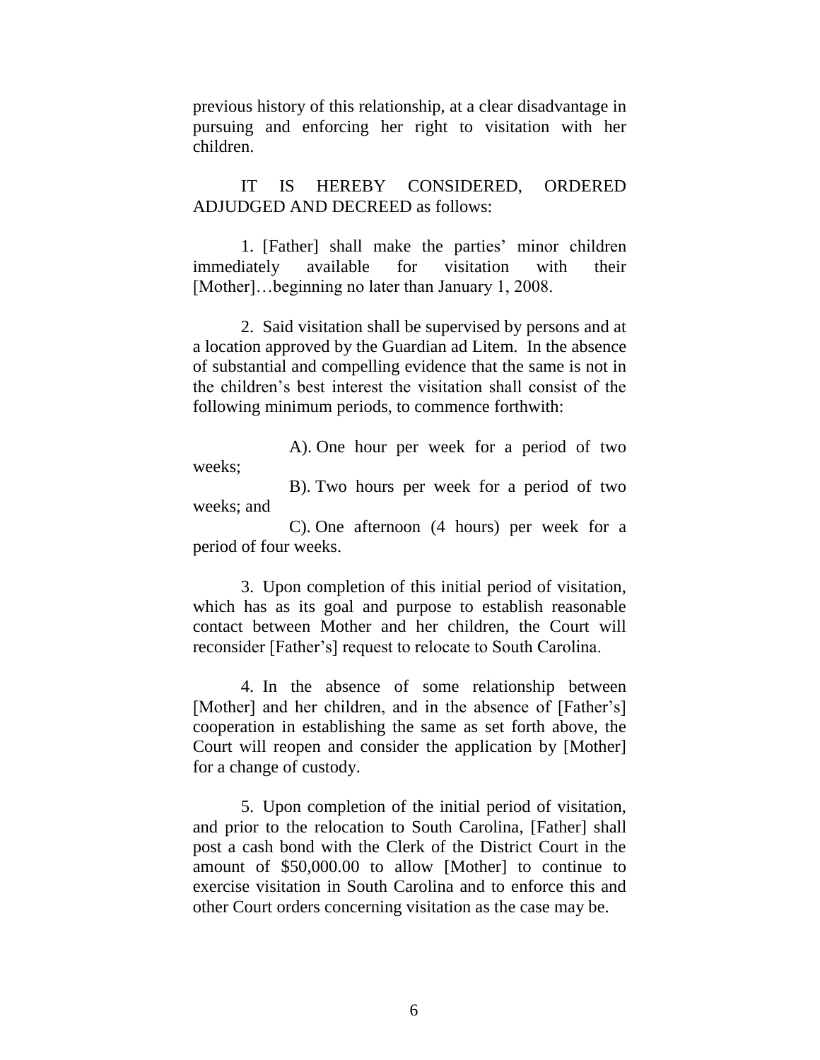previous history of this relationship, at a clear disadvantage in pursuing and enforcing her right to visitation with her children.

IT IS HEREBY CONSIDERED, ORDERED ADJUDGED AND DECREED as follows:

1. [Father] shall make the parties' minor children immediately available for visitation with their [Mother]…beginning no later than January 1, 2008.

2. Said visitation shall be supervised by persons and at a location approved by the Guardian ad Litem. In the absence of substantial and compelling evidence that the same is not in the children's best interest the visitation shall consist of the following minimum periods, to commence forthwith:

A). One hour per week for a period of two weeks;

B). Two hours per week for a period of two weeks; and

C). One afternoon (4 hours) per week for a period of four weeks.

3. Upon completion of this initial period of visitation, which has as its goal and purpose to establish reasonable contact between Mother and her children, the Court will reconsider [Father's] request to relocate to South Carolina.

4. In the absence of some relationship between [Mother] and her children, and in the absence of [Father's] cooperation in establishing the same as set forth above, the Court will reopen and consider the application by [Mother] for a change of custody.

5. Upon completion of the initial period of visitation, and prior to the relocation to South Carolina, [Father] shall post a cash bond with the Clerk of the District Court in the amount of $50,000.00 to allow [Mother] to continue to exercise visitation in South Carolina and to enforce this and other Court orders concerning visitation as the case may be.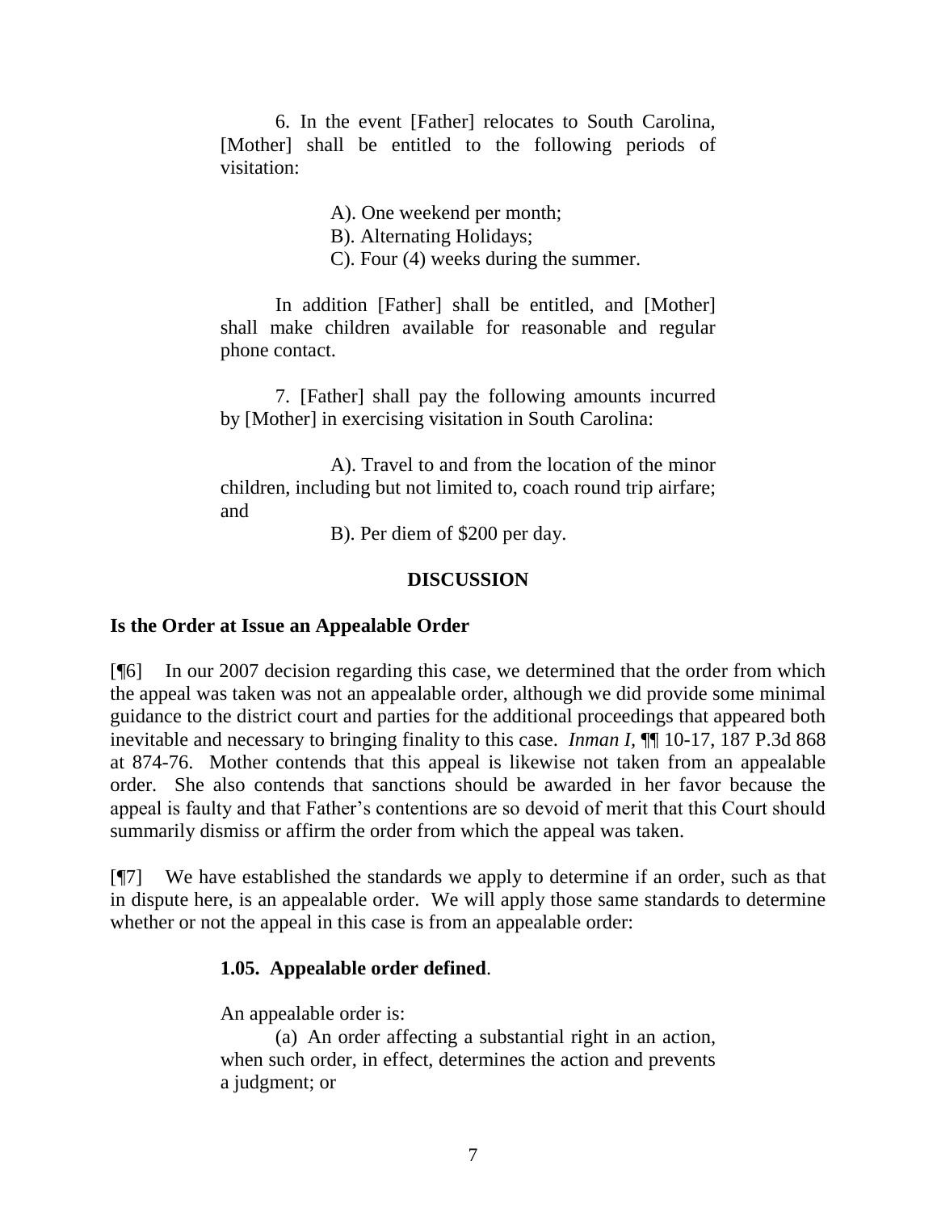6. In the event [Father] relocates to South Carolina, [Mother] shall be entitled to the following periods of visitation:

> A). One weekend per month;
> B). Alternating Holidays;
> C). Four (4) weeks during the summer.

In addition [Father] shall be entitled, and [Mother] shall make children available for reasonable and regular phone contact.

7. [Father] shall pay the following amounts incurred by [Mother] in exercising visitation in South Carolina:

> A). Travel to and from the location of the minor children, including but not limited to, coach round trip airfare; and
>
> B). Per diem of $200 per day.

## DISCUSSION

### Is the Order at Issue an Appealable Order

[¶6] In our 2007 decision regarding this case, we determined that the order from which the appeal was taken was not an appealable order, although we did provide some minimal guidance to the district court and parties for the additional proceedings that appeared both inevitable and necessary to bringing finality to this case. *Inman I*, ¶¶ 10-17, 187 P.3d 868 at 874-76. Mother contends that this appeal is likewise not taken from an appealable order. She also contends that sanctions should be awarded in her favor because the appeal is faulty and that Father's contentions are so devoid of merit that this Court should summarily dismiss or affirm the order from which the appeal was taken.

[¶7] We have established the standards we apply to determine if an order, such as that in dispute here, is an appealable order. We will apply those same standards to determine whether or not the appeal in this case is from an appealable order:

> **1.05. Appealable order defined**.
>
> An appealable order is:
>
> (a) An order affecting a substantial right in an action, when such order, in effect, determines the action and prevents a judgment; or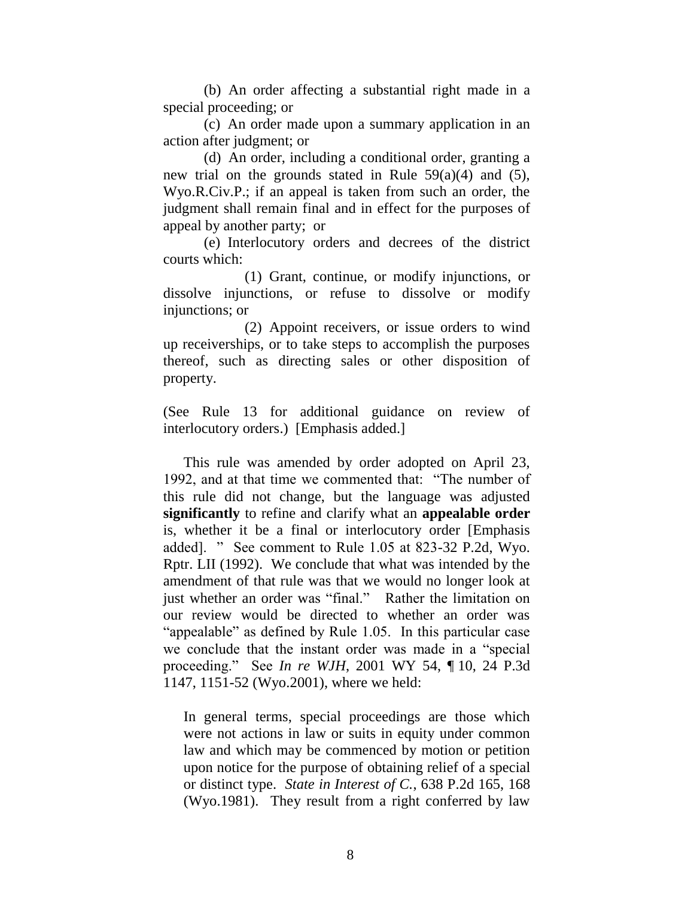(b) An order affecting a substantial right made in a special proceeding; or

(c) An order made upon a summary application in an action after judgment; or

(d) An order, including a conditional order, granting a new trial on the grounds stated in Rule 59(a)(4) and (5), Wyo.R.Civ.P.; if an appeal is taken from such an order, the judgment shall remain final and in effect for the purposes of appeal by another party; or

(e) Interlocutory orders and decrees of the district courts which:

(1) Grant, continue, or modify injunctions, or dissolve injunctions, or refuse to dissolve or modify injunctions; or

(2) Appoint receivers, or issue orders to wind up receiverships, or to take steps to accomplish the purposes thereof, such as directing sales or other disposition of property.

(See Rule 13 for additional guidance on review of interlocutory orders.) [Emphasis added.]

This rule was amended by order adopted on April 23, 1992, and at that time we commented that: "The number of this rule did not change, but the language was adjusted **significantly** to refine and clarify what an **appealable order** is, whether it be a final or interlocutory order [Emphasis added]. " See comment to Rule 1.05 at 823-32 P.2d, Wyo. Rptr. LII (1992). We conclude that what was intended by the amendment of that rule was that we would no longer look at just whether an order was "final." Rather the limitation on our review would be directed to whether an order was "appealable" as defined by Rule 1.05. In this particular case we conclude that the instant order was made in a "special proceeding." See *In re WJH*, 2001 WY 54, ¶ 10, 24 P.3d 1147, 1151-52 (Wyo.2001), where we held:

> In general terms, special proceedings are those which were not actions in law or suits in equity under common law and which may be commenced by motion or petition upon notice for the purpose of obtaining relief of a special or distinct type. *State in Interest of C.*, 638 P.2d 165, 168 (Wyo.1981). They result from a right conferred by law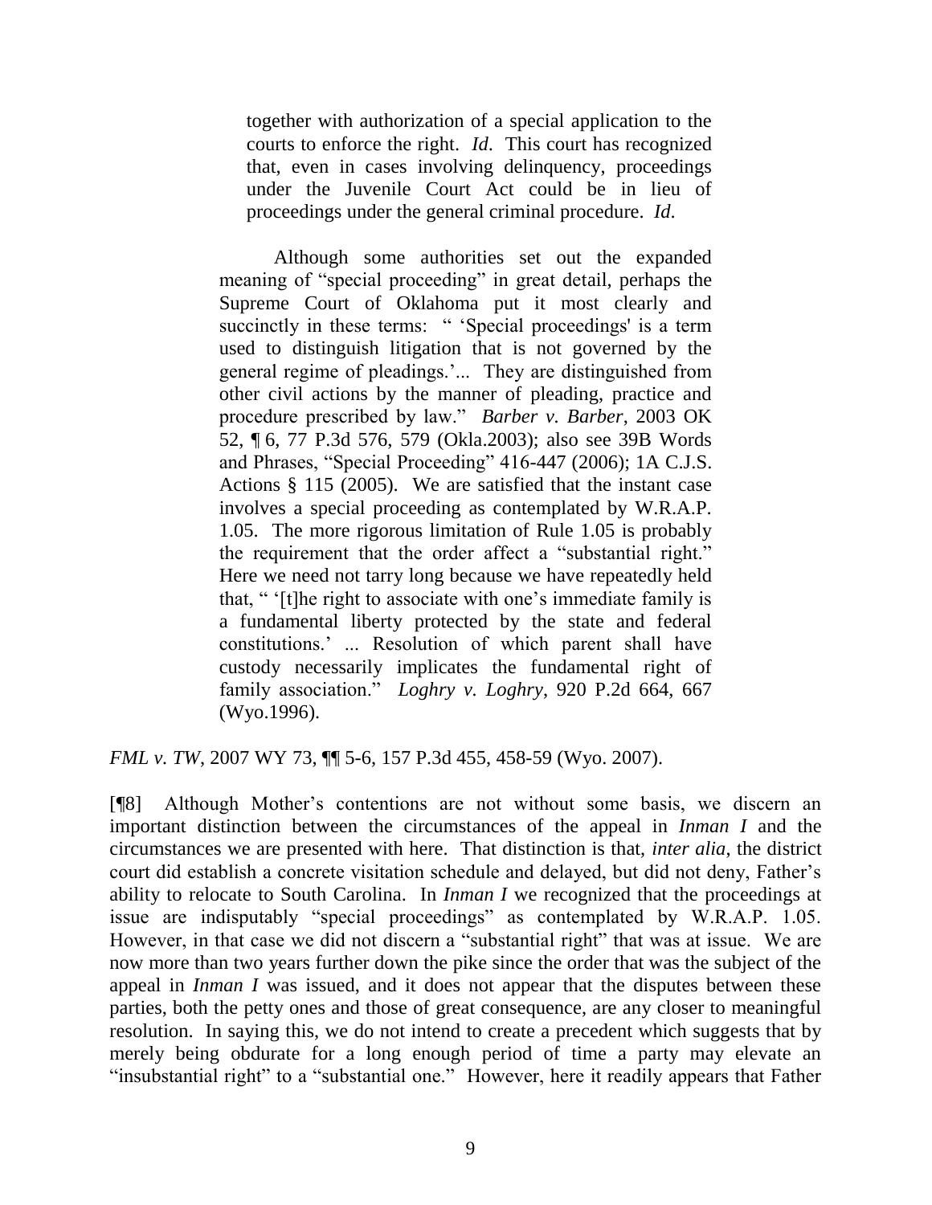> together with authorization of a special application to the courts to enforce the right. *Id*. This court has recognized that, even in cases involving delinquency, proceedings under the Juvenile Court Act could be in lieu of proceedings under the general criminal procedure. *Id*.
>
> Although some authorities set out the expanded meaning of "special proceeding" in great detail, perhaps the Supreme Court of Oklahoma put it most clearly and succinctly in these terms: " 'Special proceedings' is a term used to distinguish litigation that is not governed by the general regime of pleadings.'... They are distinguished from other civil actions by the manner of pleading, practice and procedure prescribed by law." *Barber v. Barber*, 2003 OK 52, ¶ 6, 77 P.3d 576, 579 (Okla.2003); also see 39B Words and Phrases, "Special Proceeding" 416-447 (2006); 1A C.J.S. Actions § 115 (2005). We are satisfied that the instant case involves a special proceeding as contemplated by W.R.A.P. 1.05. The more rigorous limitation of Rule 1.05 is probably the requirement that the order affect a "substantial right." Here we need not tarry long because we have repeatedly held that, " '[t]he right to associate with one's immediate family is a fundamental liberty protected by the state and federal constitutions.' ... Resolution of which parent shall have custody necessarily implicates the fundamental right of family association." *Loghry v. Loghry*, 920 P.2d 664, 667 (Wyo.1996).

*FML v. TW*, 2007 WY 73, ¶¶ 5-6, 157 P.3d 455, 458-59 (Wyo. 2007).

[¶8] Although Mother's contentions are not without some basis, we discern an important distinction between the circumstances of the appeal in *Inman I* and the circumstances we are presented with here. That distinction is that, *inter alia*, the district court did establish a concrete visitation schedule and delayed, but did not deny, Father's ability to relocate to South Carolina. In *Inman I* we recognized that the proceedings at issue are indisputably "special proceedings" as contemplated by W.R.A.P. 1.05. However, in that case we did not discern a "substantial right" that was at issue. We are now more than two years further down the pike since the order that was the subject of the appeal in *Inman I* was issued, and it does not appear that the disputes between these parties, both the petty ones and those of great consequence, are any closer to meaningful resolution. In saying this, we do not intend to create a precedent which suggests that by merely being obdurate for a long enough period of time a party may elevate an "insubstantial right" to a "substantial one." However, here it readily appears that Father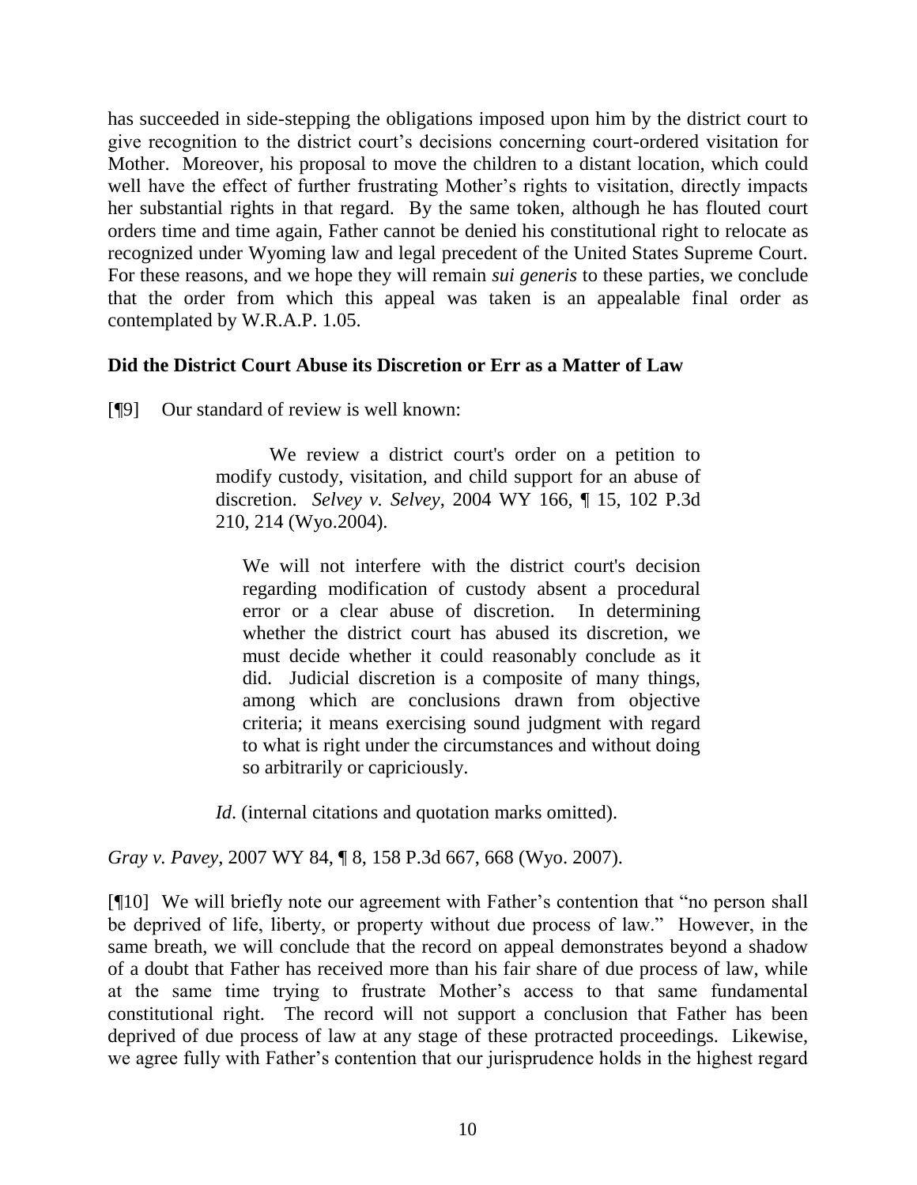has succeeded in side-stepping the obligations imposed upon him by the district court to give recognition to the district court's decisions concerning court-ordered visitation for Mother. Moreover, his proposal to move the children to a distant location, which could well have the effect of further frustrating Mother's rights to visitation, directly impacts her substantial rights in that regard. By the same token, although he has flouted court orders time and time again, Father cannot be denied his constitutional right to relocate as recognized under Wyoming law and legal precedent of the United States Supreme Court. For these reasons, and we hope they will remain *sui generis* to these parties, we conclude that the order from which this appeal was taken is an appealable final order as contemplated by W.R.A.P. 1.05.

### Did the District Court Abuse its Discretion or Err as a Matter of Law

[¶9] Our standard of review is well known:

> We review a district court's order on a petition to modify custody, visitation, and child support for an abuse of discretion. *Selvey v. Selvey*, 2004 WY 166, ¶ 15, 102 P.3d 210, 214 (Wyo.2004).
>
> > We will not interfere with the district court's decision regarding modification of custody absent a procedural error or a clear abuse of discretion. In determining whether the district court has abused its discretion, we must decide whether it could reasonably conclude as it did. Judicial discretion is a composite of many things, among which are conclusions drawn from objective criteria; it means exercising sound judgment with regard to what is right under the circumstances and without doing so arbitrarily or capriciously.
>
> *Id*. (internal citations and quotation marks omitted).

*Gray v. Pavey*, 2007 WY 84, ¶ 8, 158 P.3d 667, 668 (Wyo. 2007).

[¶10] We will briefly note our agreement with Father's contention that "no person shall be deprived of life, liberty, or property without due process of law." However, in the same breath, we will conclude that the record on appeal demonstrates beyond a shadow of a doubt that Father has received more than his fair share of due process of law, while at the same time trying to frustrate Mother's access to that same fundamental constitutional right. The record will not support a conclusion that Father has been deprived of due process of law at any stage of these protracted proceedings. Likewise, we agree fully with Father's contention that our jurisprudence holds in the highest regard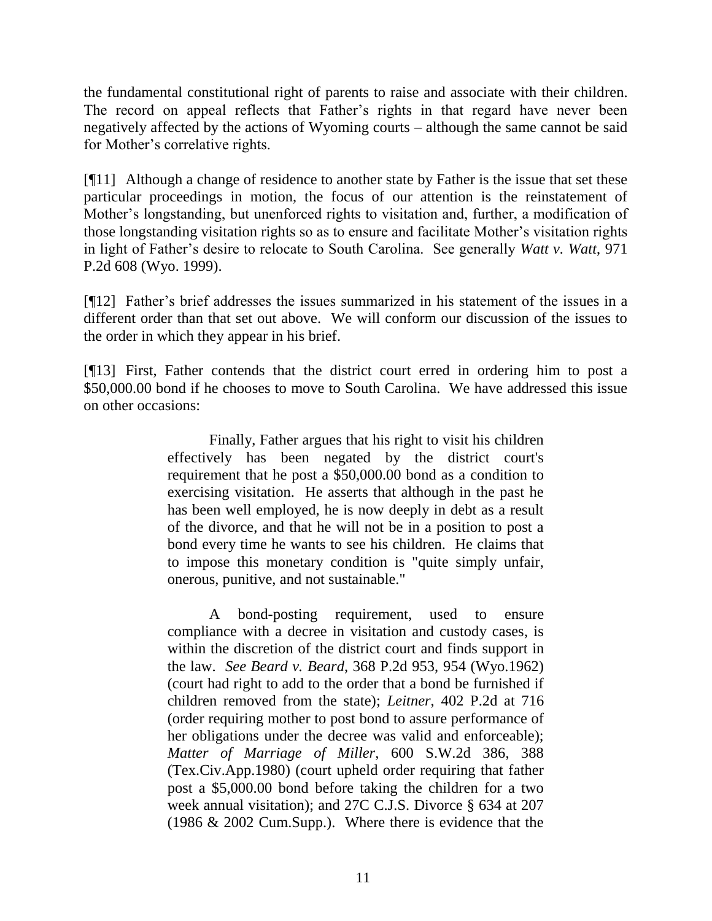the fundamental constitutional right of parents to raise and associate with their children. The record on appeal reflects that Father's rights in that regard have never been negatively affected by the actions of Wyoming courts – although the same cannot be said for Mother's correlative rights.

[¶11] Although a change of residence to another state by Father is the issue that set these particular proceedings in motion, the focus of our attention is the reinstatement of Mother's longstanding, but unenforced rights to visitation and, further, a modification of those longstanding visitation rights so as to ensure and facilitate Mother's visitation rights in light of Father's desire to relocate to South Carolina. See generally *Watt v. Watt*, 971 P.2d 608 (Wyo. 1999).

[¶12] Father's brief addresses the issues summarized in his statement of the issues in a different order than that set out above. We will conform our discussion of the issues to the order in which they appear in his brief.

[¶13] First, Father contends that the district court erred in ordering him to post a \$50,000.00 bond if he chooses to move to South Carolina. We have addressed this issue on other occasions:

> Finally, Father argues that his right to visit his children effectively has been negated by the district court's requirement that he post a \$50,000.00 bond as a condition to exercising visitation. He asserts that although in the past he has been well employed, he is now deeply in debt as a result of the divorce, and that he will not be in a position to post a bond every time he wants to see his children. He claims that to impose this monetary condition is "quite simply unfair, onerous, punitive, and not sustainable."
>
> A bond-posting requirement, used to ensure compliance with a decree in visitation and custody cases, is within the discretion of the district court and finds support in the law. *See Beard v. Beard*, 368 P.2d 953, 954 (Wyo.1962) (court had right to add to the order that a bond be furnished if children removed from the state); *Leitner*, 402 P.2d at 716 (order requiring mother to post bond to assure performance of her obligations under the decree was valid and enforceable); *Matter of Marriage of Miller*, 600 S.W.2d 386, 388 (Tex.Civ.App.1980) (court upheld order requiring that father post a \$5,000.00 bond before taking the children for a two week annual visitation); and 27C C.J.S. Divorce § 634 at 207 (1986 & 2002 Cum.Supp.). Where there is evidence that the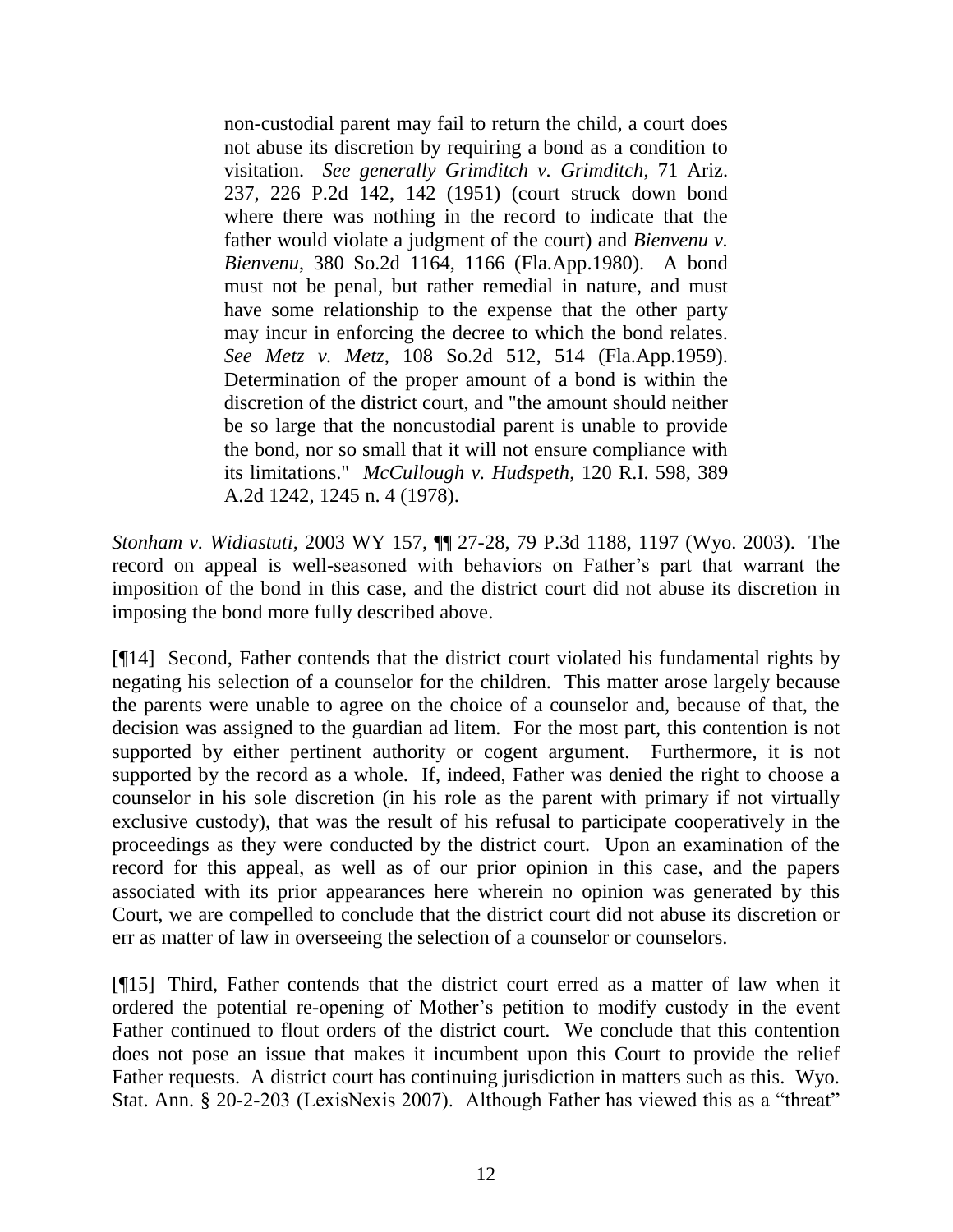> non-custodial parent may fail to return the child, a court does not abuse its discretion by requiring a bond as a condition to visitation. *See generally Grimditch v. Grimditch*, 71 Ariz. 237, 226 P.2d 142, 142 (1951) (court struck down bond where there was nothing in the record to indicate that the father would violate a judgment of the court) and *Bienvenu v. Bienvenu*, 380 So.2d 1164, 1166 (Fla.App.1980). A bond must not be penal, but rather remedial in nature, and must have some relationship to the expense that the other party may incur in enforcing the decree to which the bond relates. *See Metz v. Metz*, 108 So.2d 512, 514 (Fla.App.1959). Determination of the proper amount of a bond is within the discretion of the district court, and "the amount should neither be so large that the noncustodial parent is unable to provide the bond, nor so small that it will not ensure compliance with its limitations." *McCullough v. Hudspeth*, 120 R.I. 598, 389 A.2d 1242, 1245 n. 4 (1978).

*Stonham v. Widiastuti*, 2003 WY 157, ¶¶ 27-28, 79 P.3d 1188, 1197 (Wyo. 2003). The record on appeal is well-seasoned with behaviors on Father's part that warrant the imposition of the bond in this case, and the district court did not abuse its discretion in imposing the bond more fully described above.

[¶14] Second, Father contends that the district court violated his fundamental rights by negating his selection of a counselor for the children. This matter arose largely because the parents were unable to agree on the choice of a counselor and, because of that, the decision was assigned to the guardian ad litem. For the most part, this contention is not supported by either pertinent authority or cogent argument. Furthermore, it is not supported by the record as a whole. If, indeed, Father was denied the right to choose a counselor in his sole discretion (in his role as the parent with primary if not virtually exclusive custody), that was the result of his refusal to participate cooperatively in the proceedings as they were conducted by the district court. Upon an examination of the record for this appeal, as well as of our prior opinion in this case, and the papers associated with its prior appearances here wherein no opinion was generated by this Court, we are compelled to conclude that the district court did not abuse its discretion or err as matter of law in overseeing the selection of a counselor or counselors.

[¶15] Third, Father contends that the district court erred as a matter of law when it ordered the potential re-opening of Mother's petition to modify custody in the event Father continued to flout orders of the district court. We conclude that this contention does not pose an issue that makes it incumbent upon this Court to provide the relief Father requests. A district court has continuing jurisdiction in matters such as this. Wyo. Stat. Ann. § 20-2-203 (LexisNexis 2007). Although Father has viewed this as a "threat"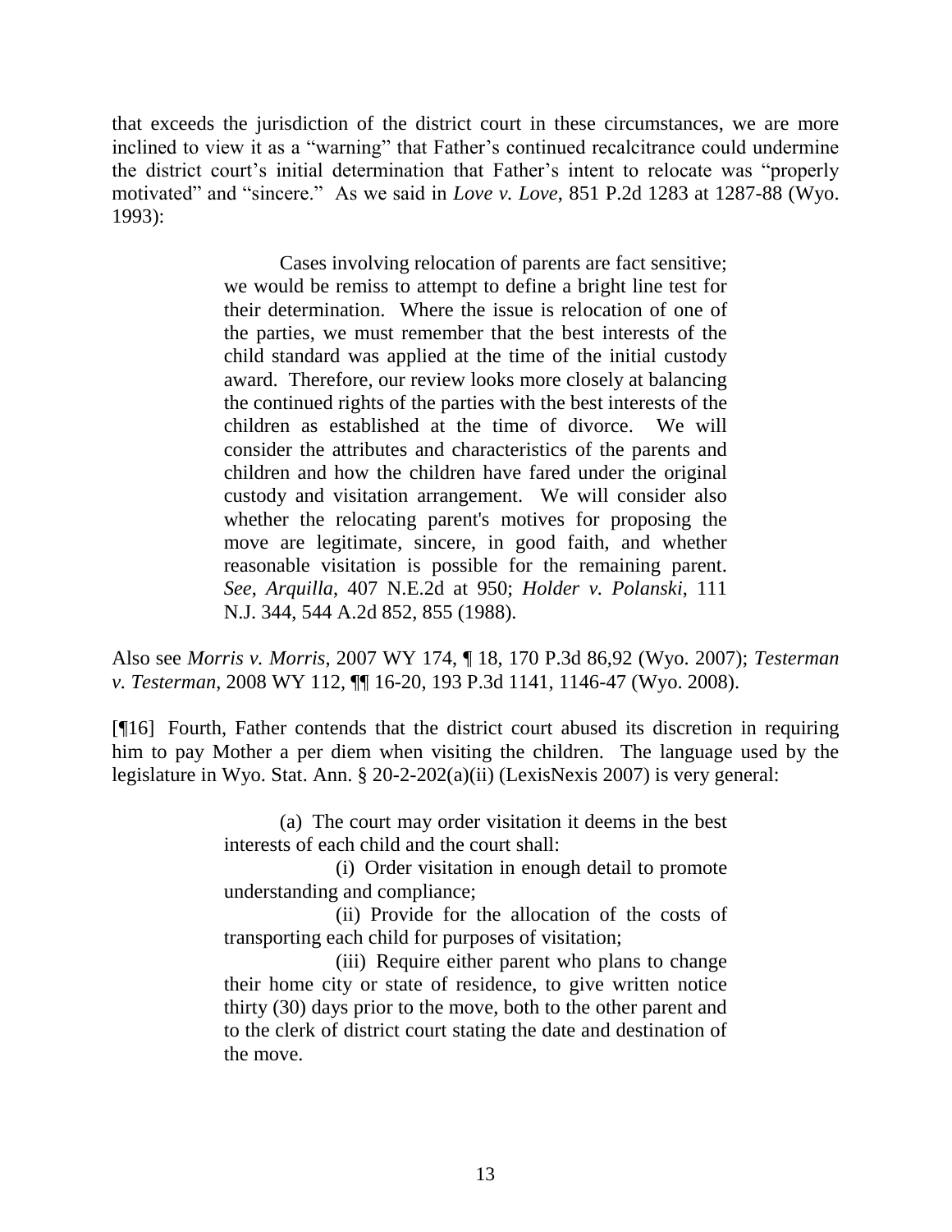that exceeds the jurisdiction of the district court in these circumstances, we are more inclined to view it as a "warning" that Father's continued recalcitrance could undermine the district court's initial determination that Father's intent to relocate was "properly motivated" and "sincere." As we said in *Love v. Love*, 851 P.2d 1283 at 1287-88 (Wyo. 1993):

> Cases involving relocation of parents are fact sensitive; we would be remiss to attempt to define a bright line test for their determination. Where the issue is relocation of one of the parties, we must remember that the best interests of the child standard was applied at the time of the initial custody award. Therefore, our review looks more closely at balancing the continued rights of the parties with the best interests of the children as established at the time of divorce. We will consider the attributes and characteristics of the parents and children and how the children have fared under the original custody and visitation arrangement. We will consider also whether the relocating parent's motives for proposing the move are legitimate, sincere, in good faith, and whether reasonable visitation is possible for the remaining parent. *See*, *Arquilla*, 407 N.E.2d at 950; *Holder v. Polanski*, 111 N.J. 344, 544 A.2d 852, 855 (1988).

Also see *Morris v. Morris*, 2007 WY 174, ¶ 18, 170 P.3d 86,92 (Wyo. 2007); *Testerman v. Testerman*, 2008 WY 112, ¶¶ 16-20, 193 P.3d 1141, 1146-47 (Wyo. 2008).

[¶16] Fourth, Father contends that the district court abused its discretion in requiring him to pay Mother a per diem when visiting the children. The language used by the legislature in Wyo. Stat. Ann. § 20-2-202(a)(ii) (LexisNexis 2007) is very general:

> (a) The court may order visitation it deems in the best interests of each child and the court shall:
>
> (i) Order visitation in enough detail to promote understanding and compliance;
>
> (ii) Provide for the allocation of the costs of transporting each child for purposes of visitation;
>
> (iii) Require either parent who plans to change their home city or state of residence, to give written notice thirty (30) days prior to the move, both to the other parent and to the clerk of district court stating the date and destination of the move.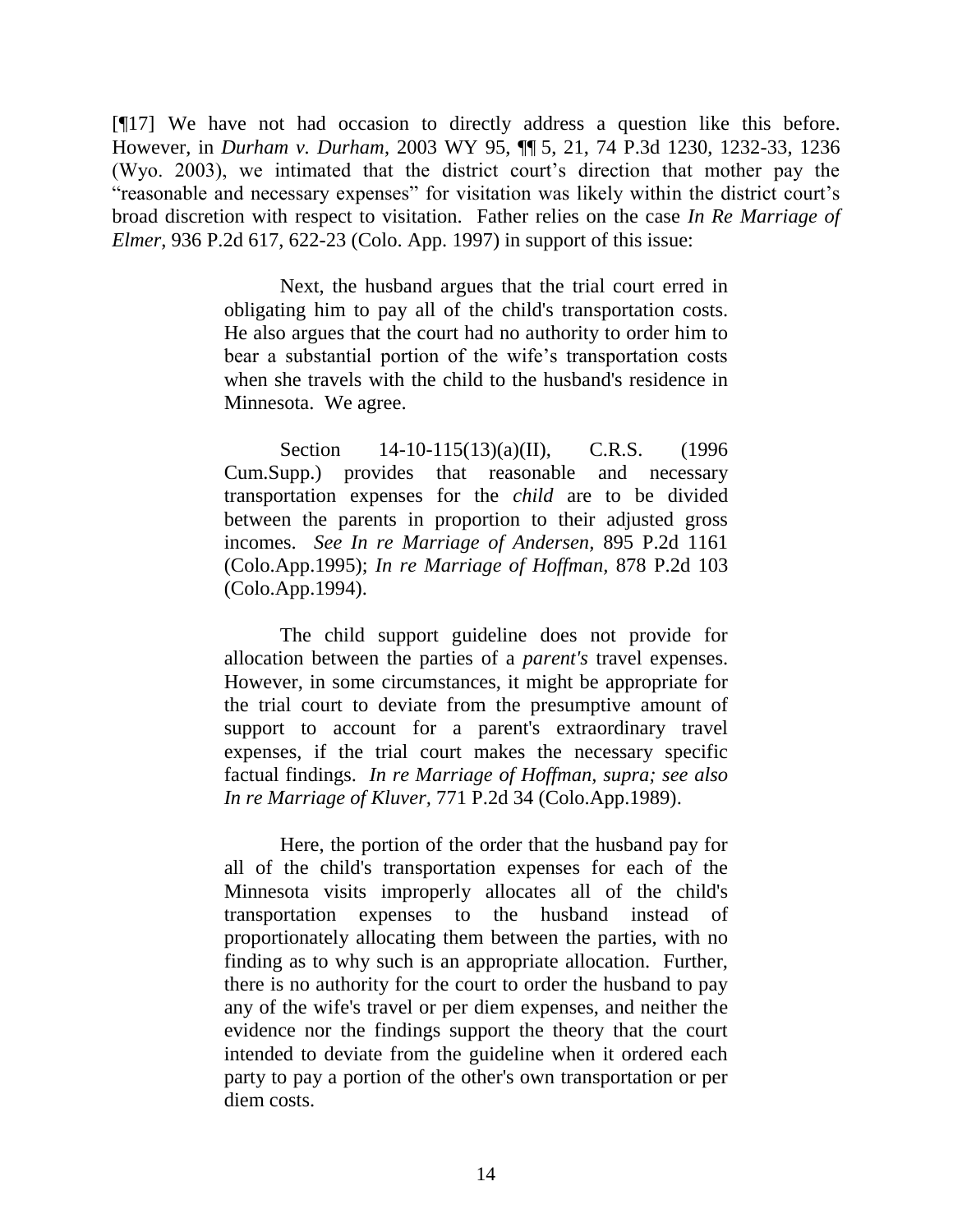[¶17] We have not had occasion to directly address a question like this before. However, in *Durham v. Durham*, 2003 WY 95, ¶¶ 5, 21, 74 P.3d 1230, 1232-33, 1236 (Wyo. 2003), we intimated that the district court's direction that mother pay the "reasonable and necessary expenses" for visitation was likely within the district court's broad discretion with respect to visitation. Father relies on the case *In Re Marriage of Elmer*, 936 P.2d 617, 622-23 (Colo. App. 1997) in support of this issue:

> Next, the husband argues that the trial court erred in obligating him to pay all of the child's transportation costs. He also argues that the court had no authority to order him to bear a substantial portion of the wife's transportation costs when she travels with the child to the husband's residence in Minnesota. We agree.
>
> Section 14-10-115(13)(a)(II), C.R.S. (1996 Cum.Supp.) provides that reasonable and necessary transportation expenses for the *child* are to be divided between the parents in proportion to their adjusted gross incomes. *See In re Marriage of Andersen,* 895 P.2d 1161 (Colo.App.1995); *In re Marriage of Hoffman,* 878 P.2d 103 (Colo.App.1994).
>
> The child support guideline does not provide for allocation between the parties of a *parent's* travel expenses. However, in some circumstances, it might be appropriate for the trial court to deviate from the presumptive amount of support to account for a parent's extraordinary travel expenses, if the trial court makes the necessary specific factual findings. *In re Marriage of Hoffman, supra; see also In re Marriage of Kluver,* 771 P.2d 34 (Colo.App.1989).
>
> Here, the portion of the order that the husband pay for all of the child's transportation expenses for each of the Minnesota visits improperly allocates all of the child's transportation expenses to the husband instead of proportionately allocating them between the parties, with no finding as to why such is an appropriate allocation. Further, there is no authority for the court to order the husband to pay any of the wife's travel or per diem expenses, and neither the evidence nor the findings support the theory that the court intended to deviate from the guideline when it ordered each party to pay a portion of the other's own transportation or per diem costs.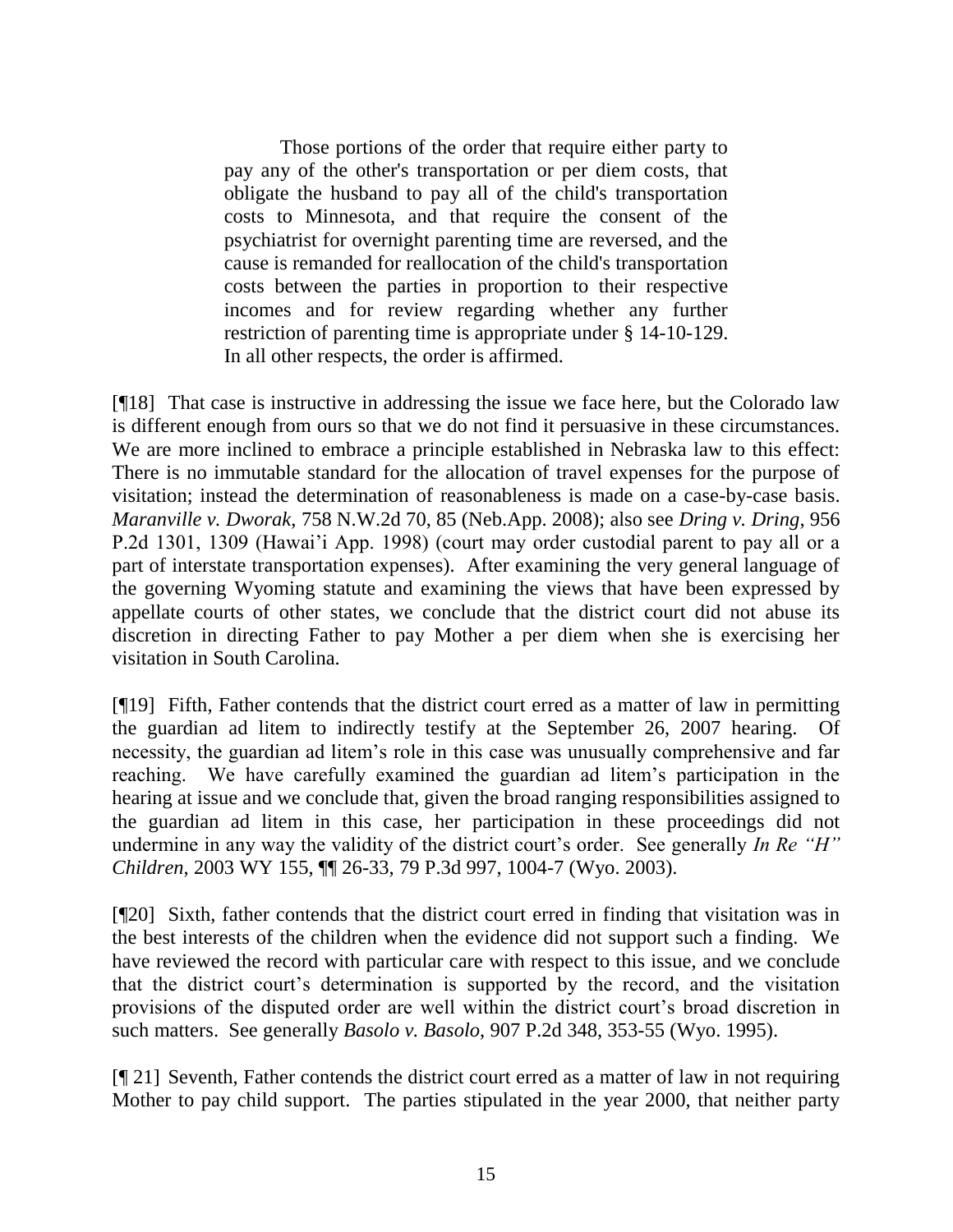> Those portions of the order that require either party to pay any of the other's transportation or per diem costs, that obligate the husband to pay all of the child's transportation costs to Minnesota, and that require the consent of the psychiatrist for overnight parenting time are reversed, and the cause is remanded for reallocation of the child's transportation costs between the parties in proportion to their respective incomes and for review regarding whether any further restriction of parenting time is appropriate under § 14-10-129. In all other respects, the order is affirmed.

[¶18] That case is instructive in addressing the issue we face here, but the Colorado law is different enough from ours so that we do not find it persuasive in these circumstances. We are more inclined to embrace a principle established in Nebraska law to this effect: There is no immutable standard for the allocation of travel expenses for the purpose of visitation; instead the determination of reasonableness is made on a case-by-case basis. *Maranville v. Dworak*, 758 N.W.2d 70, 85 (Neb.App. 2008); also see *Dring v. Dring*, 956 P.2d 1301, 1309 (Hawai'i App. 1998) (court may order custodial parent to pay all or a part of interstate transportation expenses). After examining the very general language of the governing Wyoming statute and examining the views that have been expressed by appellate courts of other states, we conclude that the district court did not abuse its discretion in directing Father to pay Mother a per diem when she is exercising her visitation in South Carolina.

[¶19] Fifth, Father contends that the district court erred as a matter of law in permitting the guardian ad litem to indirectly testify at the September 26, 2007 hearing. Of necessity, the guardian ad litem's role in this case was unusually comprehensive and far reaching. We have carefully examined the guardian ad litem's participation in the hearing at issue and we conclude that, given the broad ranging responsibilities assigned to the guardian ad litem in this case, her participation in these proceedings did not undermine in any way the validity of the district court's order. See generally *In Re "H" Children*, 2003 WY 155, ¶¶ 26-33, 79 P.3d 997, 1004-7 (Wyo. 2003).

[¶20] Sixth, father contends that the district court erred in finding that visitation was in the best interests of the children when the evidence did not support such a finding. We have reviewed the record with particular care with respect to this issue, and we conclude that the district court's determination is supported by the record, and the visitation provisions of the disputed order are well within the district court's broad discretion in such matters. See generally *Basolo v. Basolo*, 907 P.2d 348, 353-55 (Wyo. 1995).

[¶ 21] Seventh, Father contends the district court erred as a matter of law in not requiring Mother to pay child support. The parties stipulated in the year 2000, that neither party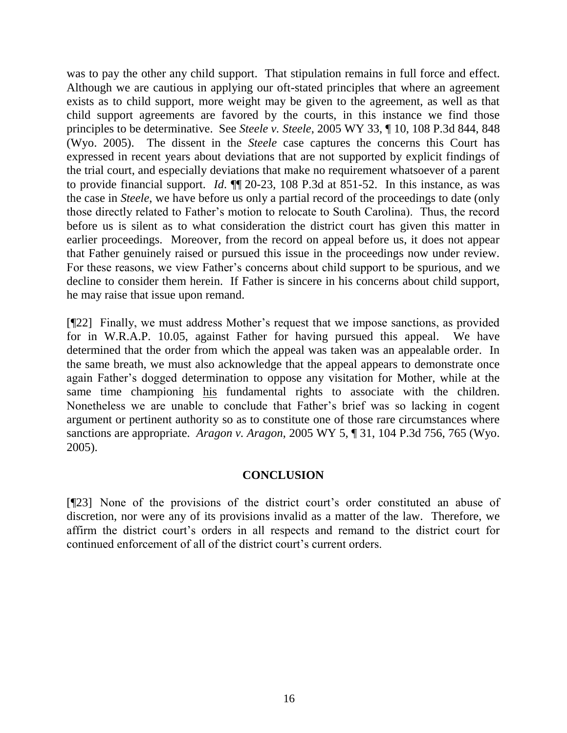was to pay the other any child support. That stipulation remains in full force and effect. Although we are cautious in applying our oft-stated principles that where an agreement exists as to child support, more weight may be given to the agreement, as well as that child support agreements are favored by the courts, in this instance we find those principles to be determinative. See *Steele v. Steele*, 2005 WY 33, ¶ 10, 108 P.3d 844, 848 (Wyo. 2005). The dissent in the *Steele* case captures the concerns this Court has expressed in recent years about deviations that are not supported by explicit findings of the trial court, and especially deviations that make no requirement whatsoever of a parent to provide financial support. *Id*. ¶¶ 20-23, 108 P.3d at 851-52. In this instance, as was the case in *Steele*, we have before us only a partial record of the proceedings to date (only those directly related to Father's motion to relocate to South Carolina). Thus, the record before us is silent as to what consideration the district court has given this matter in earlier proceedings. Moreover, from the record on appeal before us, it does not appear that Father genuinely raised or pursued this issue in the proceedings now under review. For these reasons, we view Father's concerns about child support to be spurious, and we decline to consider them herein. If Father is sincere in his concerns about child support, he may raise that issue upon remand.

[¶22] Finally, we must address Mother's request that we impose sanctions, as provided for in W.R.A.P. 10.05, against Father for having pursued this appeal. We have determined that the order from which the appeal was taken was an appealable order. In the same breath, we must also acknowledge that the appeal appears to demonstrate once again Father's dogged determination to oppose any visitation for Mother, while at the same time championing his fundamental rights to associate with the children. Nonetheless we are unable to conclude that Father's brief was so lacking in cogent argument or pertinent authority so as to constitute one of those rare circumstances where sanctions are appropriate. *Aragon v. Aragon*, 2005 WY 5, ¶ 31, 104 P.3d 756, 765 (Wyo. 2005).

## CONCLUSION

[¶23] None of the provisions of the district court's order constituted an abuse of discretion, nor were any of its provisions invalid as a matter of the law. Therefore, we affirm the district court's orders in all respects and remand to the district court for continued enforcement of all of the district court's current orders.